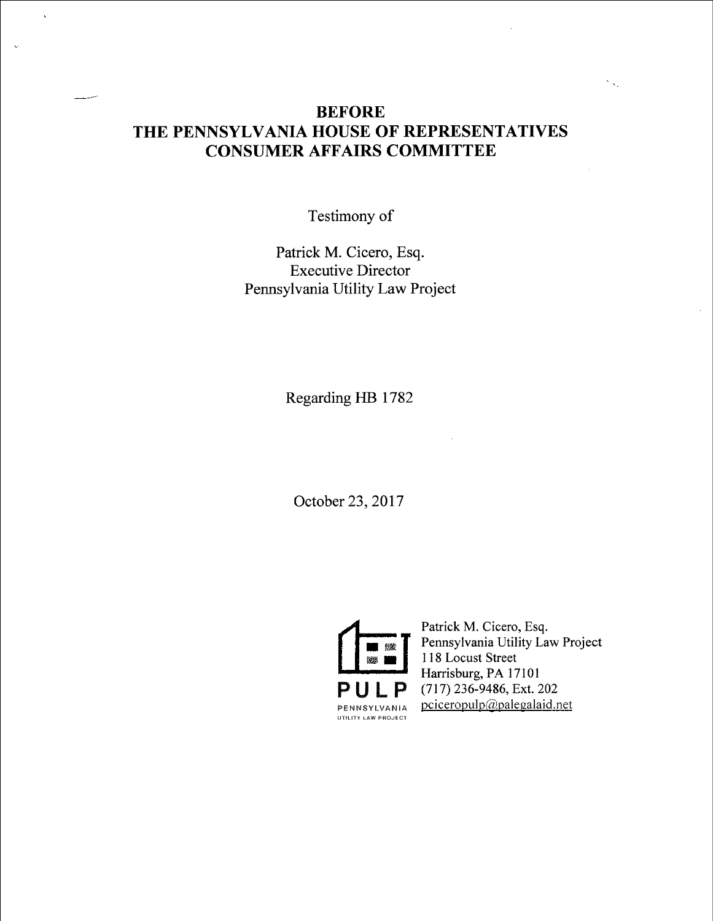# BEFORE
# THE PENNSYLVANIA HOUSE OF REPRESENTATIVES
# CONSUMER AFFAIRS COMMITTEE

Testimony of

Patrick M. Cicero, Esq.
Executive Director
Pennsylvania Utility Law Project

Regarding HB 1782

October 23, 2017

PULP
PENNSYLVANIA
UTILITY LAW PROJECT

Patrick M. Cicero, Esq.
Pennsylvania Utility Law Project
118 Locust Street
Harrisburg, PA 17101
(717) 236-9486, Ext. 202
pciceropulp@palegalaid.net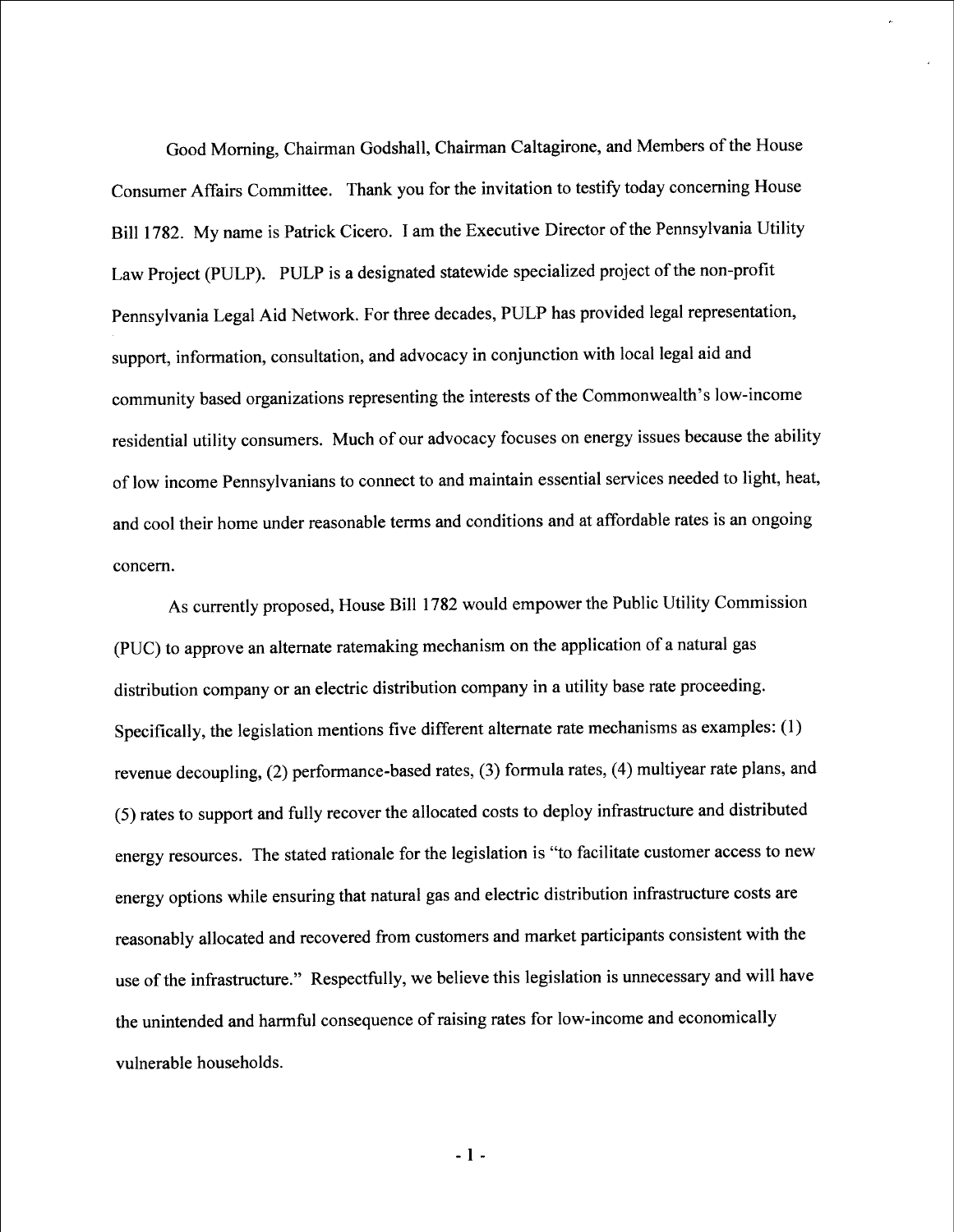Good Morning, Chairman Godshall, Chairman Caltagirone, and Members of the House Consumer Affairs Committee. Thank you for the invitation to testify today concerning House Bill 1782. My name is Patrick Cicero. I am the Executive Director of the Pennsylvania Utility Law Project (PULP). PULP is a designated statewide specialized project of the non-profit Pennsylvania Legal Aid Network. For three decades, PULP has provided legal representation, support, information, consultation, and advocacy in conjunction with local legal aid and community based organizations representing the interests of the Commonwealth's low-income residential utility consumers. Much of our advocacy focuses on energy issues because the ability of low income Pennsylvanians to connect to and maintain essential services needed to light, heat, and cool their home under reasonable terms and conditions and at affordable rates is an ongoing concern.

As currently proposed, House Bill 1782 would empower the Public Utility Commission (PUC) to approve an alternate ratemaking mechanism on the application of a natural gas distribution company or an electric distribution company in a utility base rate proceeding. Specifically, the legislation mentions five different alternate rate mechanisms as examples: (1) revenue decoupling, (2) performance-based rates, (3) formula rates, (4) multiyear rate plans, and (5) rates to support and fully recover the allocated costs to deploy infrastructure and distributed energy resources. The stated rationale for the legislation is "to facilitate customer access to new energy options while ensuring that natural gas and electric distribution infrastructure costs are reasonably allocated and recovered from customers and market participants consistent with the use of the infrastructure." Respectfully, we believe this legislation is unnecessary and will have the unintended and harmful consequence of raising rates for low-income and economically vulnerable households.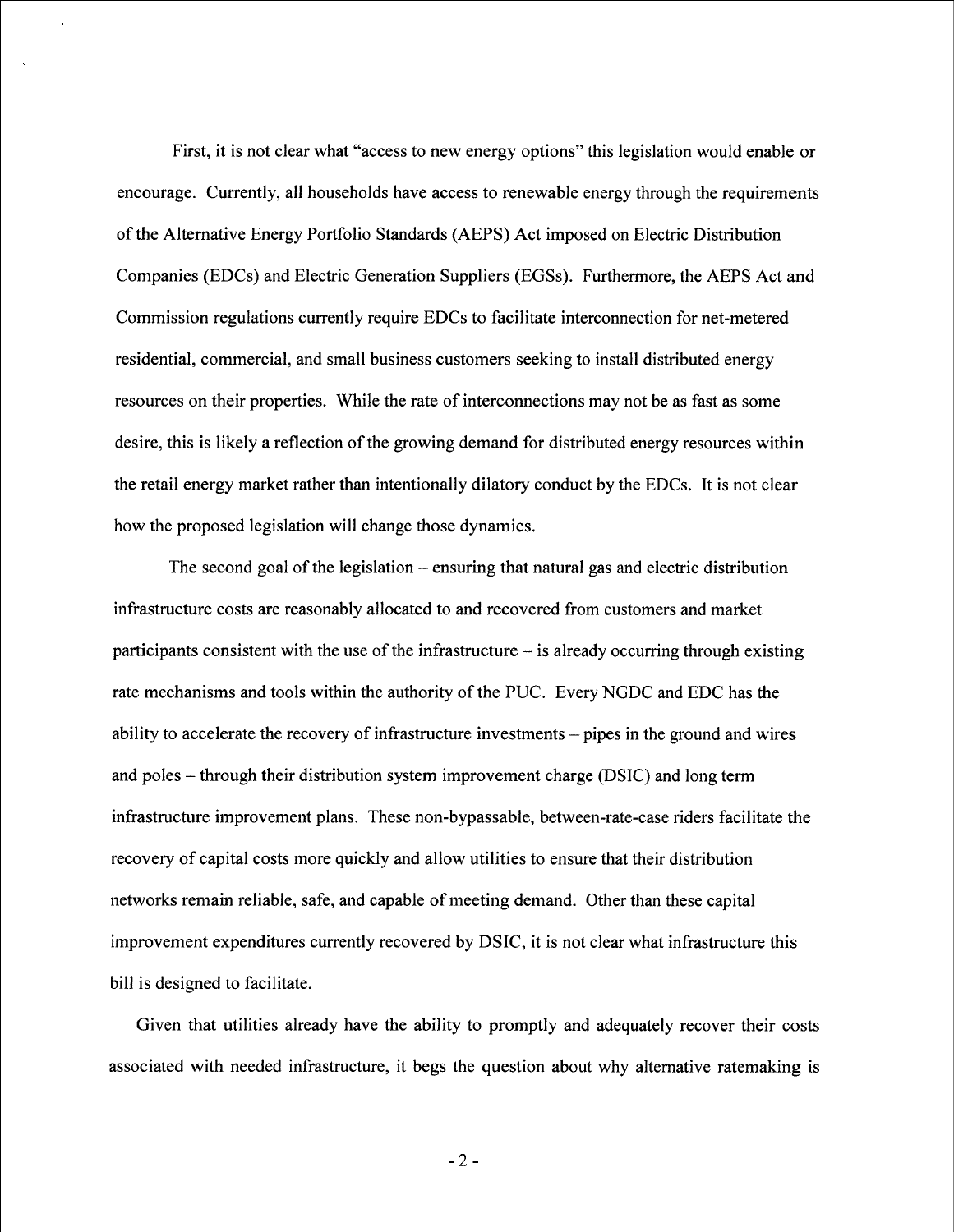First, it is not clear what "access to new energy options" this legislation would enable or encourage. Currently, all households have access to renewable energy through the requirements of the Alternative Energy Portfolio Standards (AEPS) Act imposed on Electric Distribution Companies (EDCs) and Electric Generation Suppliers (EGSs). Furthermore, the AEPS Act and Commission regulations currently require EDCs to facilitate interconnection for net-metered residential, commercial, and small business customers seeking to install distributed energy resources on their properties. While the rate of interconnections may not be as fast as some desire, this is likely a reflection of the growing demand for distributed energy resources within the retail energy market rather than intentionally dilatory conduct by the EDCs. It is not clear how the proposed legislation will change those dynamics.

The second goal of the legislation – ensuring that natural gas and electric distribution infrastructure costs are reasonably allocated to and recovered from customers and market participants consistent with the use of the infrastructure – is already occurring through existing rate mechanisms and tools within the authority of the PUC. Every NGDC and EDC has the ability to accelerate the recovery of infrastructure investments – pipes in the ground and wires and poles – through their distribution system improvement charge (DSIC) and long term infrastructure improvement plans. These non-bypassable, between-rate-case riders facilitate the recovery of capital costs more quickly and allow utilities to ensure that their distribution networks remain reliable, safe, and capable of meeting demand. Other than these capital improvement expenditures currently recovered by DSIC, it is not clear what infrastructure this bill is designed to facilitate.

Given that utilities already have the ability to promptly and adequately recover their costs associated with needed infrastructure, it begs the question about why alternative ratemaking is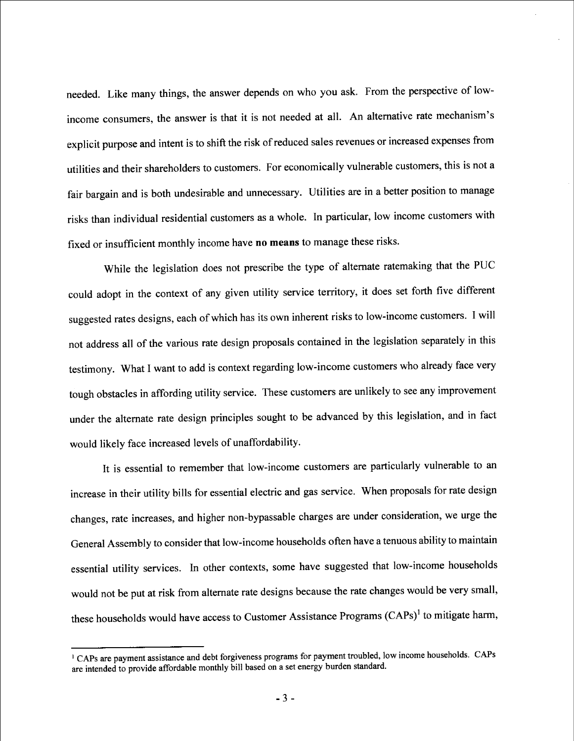needed. Like many things, the answer depends on who you ask. From the perspective of low-income consumers, the answer is that it is not needed at all. An alternative rate mechanism's explicit purpose and intent is to shift the risk of reduced sales revenues or increased expenses from utilities and their shareholders to customers. For economically vulnerable customers, this is not a fair bargain and is both undesirable and unnecessary. Utilities are in a better position to manage risks than individual residential customers as a whole. In particular, low income customers with fixed or insufficient monthly income have **no means** to manage these risks.

While the legislation does not prescribe the type of alternate ratemaking that the PUC could adopt in the context of any given utility service territory, it does set forth five different suggested rates designs, each of which has its own inherent risks to low-income customers. I will not address all of the various rate design proposals contained in the legislation separately in this testimony. What I want to add is context regarding low-income customers who already face very tough obstacles in affording utility service. These customers are unlikely to see any improvement under the alternate rate design principles sought to be advanced by this legislation, and in fact would likely face increased levels of unaffordability.

It is essential to remember that low-income customers are particularly vulnerable to an increase in their utility bills for essential electric and gas service. When proposals for rate design changes, rate increases, and higher non-bypassable charges are under consideration, we urge the General Assembly to consider that low-income households often have a tenuous ability to maintain essential utility services. In other contexts, some have suggested that low-income households would not be put at risk from alternate rate designs because the rate changes would be very small, these households would have access to Customer Assistance Programs (CAPs)[1] to mitigate harm,

---

[1] CAPs are payment assistance and debt forgiveness programs for payment troubled, low income households. CAPs are intended to provide affordable monthly bill based on a set energy burden standard.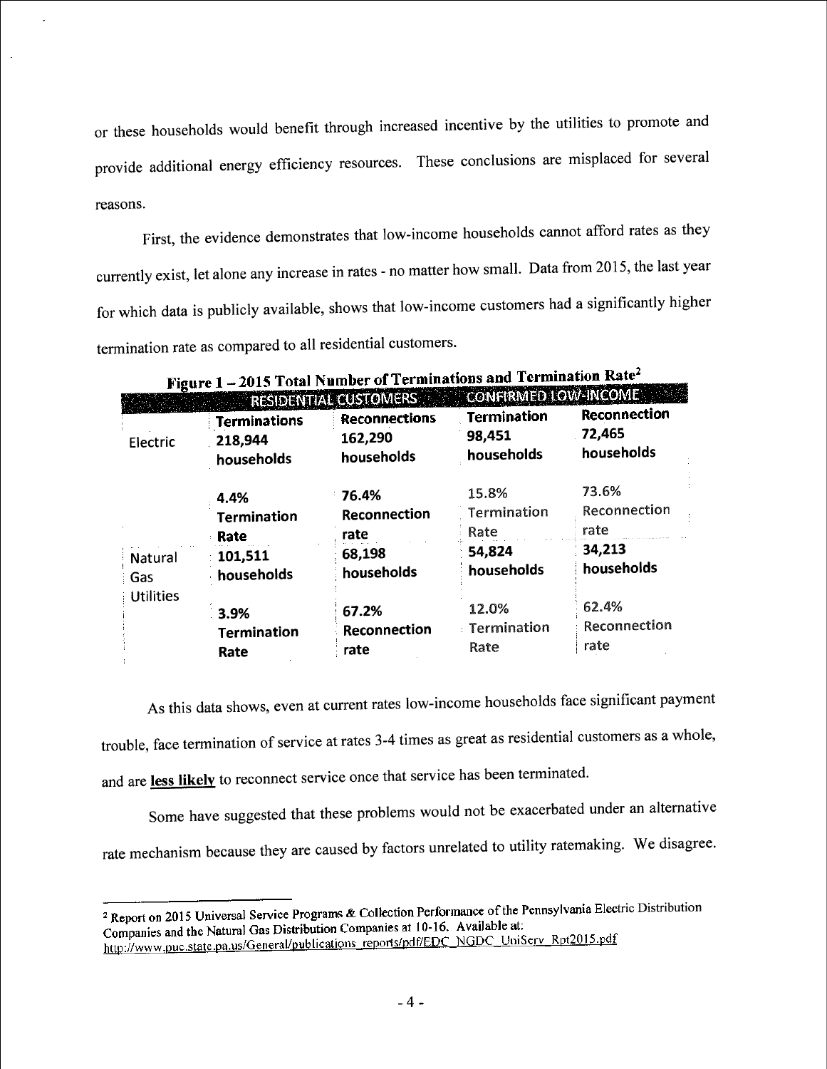or these households would benefit through increased incentive by the utilities to promote and provide additional energy efficiency resources. These conclusions are misplaced for several reasons.

First, the evidence demonstrates that low-income households cannot afford rates as they currently exist, let alone any increase in rates - no matter how small. Data from 2015, the last year for which data is publicly available, shows that low-income customers had a significantly higher termination rate as compared to all residential customers.

**Figure 1 – 2015 Total Number of Terminations and Termination Rate[2]**

| | RESIDENTIAL CUSTOMERS | | CONFIRMED LOW-INCOME | |
|---|---|---|---|---|
| | **Terminations** | **Reconnections** | **Termination** | **Reconnection** |
| Electric | **218,944 households** | **162,290 households** | **98,451 households** | **72,465 households** |
| | **4.4% Termination Rate** | **76.4% Reconnection rate** | 15.8% Termination Rate | 73.6% Reconnection rate |
| Natural Gas Utilities | **101,511 households** | **68,198 households** | **54,824 households** | **34,213 households** |
| | **3.9% Termination Rate** | **67.2% Reconnection rate** | 12.0% Termination Rate | 62.4% Reconnection rate |

As this data shows, even at current rates low-income households face significant payment trouble, face termination of service at rates 3-4 times as great as residential customers as a whole, and are **<u>less likely</u>** to reconnect service once that service has been terminated.

Some have suggested that these problems would not be exacerbated under an alternative rate mechanism because they are caused by factors unrelated to utility ratemaking. We disagree.

---

[2] Report on 2015 Universal Service Programs & Collection Performance of the Pennsylvania Electric Distribution Companies and the Natural Gas Distribution Companies at 10-16. Available at: http://www.puc.state.pa.us/General/publications_reports/pdf/EDC_NGDC_UniServ_Rpt2015.pdf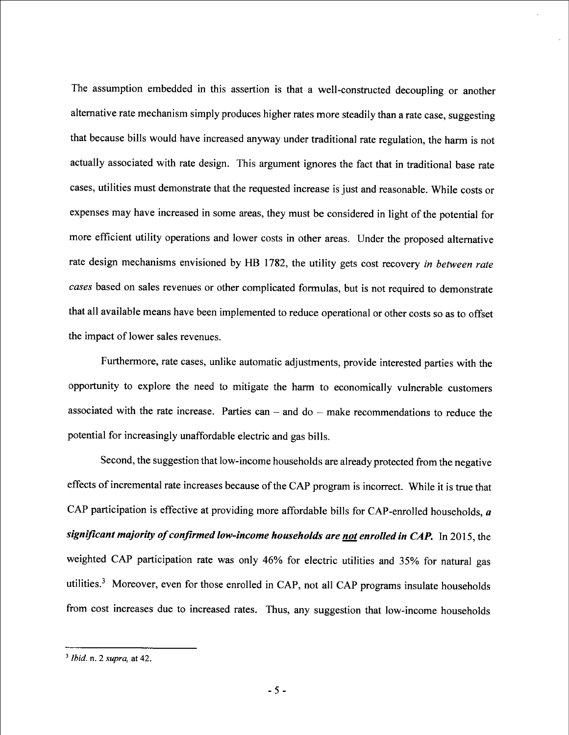The assumption embedded in this assertion is that a well-constructed decoupling or another alternative rate mechanism simply produces higher rates more steadily than a rate case, suggesting that because bills would have increased anyway under traditional rate regulation, the harm is not actually associated with rate design. This argument ignores the fact that in traditional base rate cases, utilities must demonstrate that the requested increase is just and reasonable. While costs or expenses may have increased in some areas, they must be considered in light of the potential for more efficient utility operations and lower costs in other areas. Under the proposed alternative rate design mechanisms envisioned by HB 1782, the utility gets cost recovery *in between rate cases* based on sales revenues or other complicated formulas, but is not required to demonstrate that all available means have been implemented to reduce operational or other costs so as to offset the impact of lower sales revenues.

Furthermore, rate cases, unlike automatic adjustments, provide interested parties with the opportunity to explore the need to mitigate the harm to economically vulnerable customers associated with the rate increase. Parties can – and do – make recommendations to reduce the potential for increasingly unaffordable electric and gas bills.

Second, the suggestion that low-income households are already protected from the negative effects of incremental rate increases because of the CAP program is incorrect. While it is true that CAP participation is effective at providing more affordable bills for CAP-enrolled households, ***a significant majority of confirmed low-income households are <u>not</u> enrolled in CAP.*** In 2015, the weighted CAP participation rate was only 46% for electric utilities and 35% for natural gas utilities.[3] Moreover, even for those enrolled in CAP, not all CAP programs insulate households from cost increases due to increased rates. Thus, any suggestion that low-income households

---

[3] *Ibid.* n. 2 *supra,* at 42.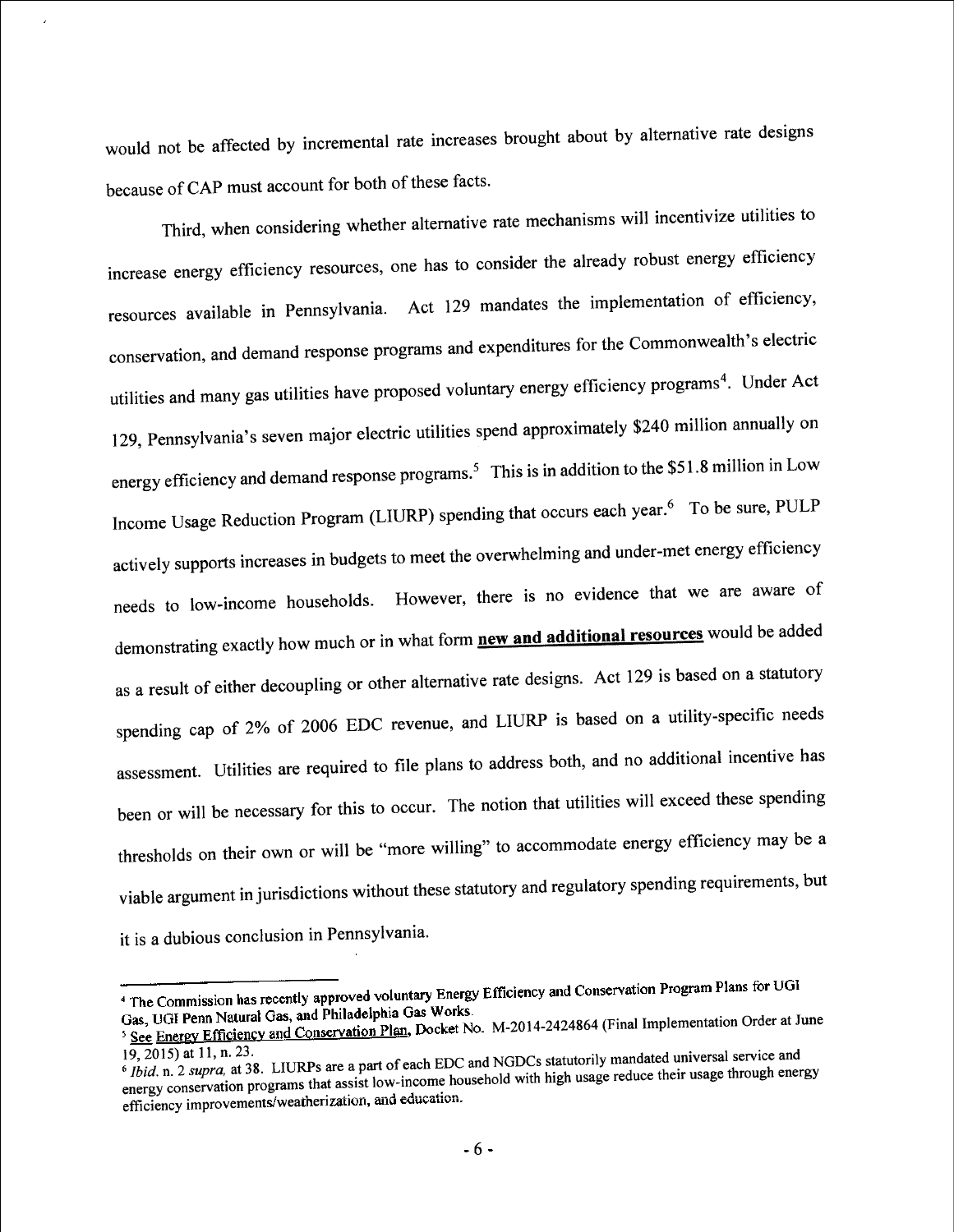would not be affected by incremental rate increases brought about by alternative rate designs because of CAP must account for both of these facts.

Third, when considering whether alternative rate mechanisms will incentivize utilities to increase energy efficiency resources, one has to consider the already robust energy efficiency resources available in Pennsylvania. Act 129 mandates the implementation of efficiency, conservation, and demand response programs and expenditures for the Commonwealth's electric utilities and many gas utilities have proposed voluntary energy efficiency programs[4]. Under Act 129, Pennsylvania's seven major electric utilities spend approximately $240 million annually on energy efficiency and demand response programs.[5] This is in addition to the $51.8 million in Low Income Usage Reduction Program (LIURP) spending that occurs each year.[6] To be sure, PULP actively supports increases in budgets to meet the overwhelming and under-met energy efficiency needs to low-income households. However, there is no evidence that we are aware of demonstrating exactly how much or in what form <u>**new and additional resources**</u> would be added as a result of either decoupling or other alternative rate designs. Act 129 is based on a statutory spending cap of 2% of 2006 EDC revenue, and LIURP is based on a utility-specific needs assessment. Utilities are required to file plans to address both, and no additional incentive has been or will be necessary for this to occur. The notion that utilities will exceed these spending thresholds on their own or will be "more willing" to accommodate energy efficiency may be a viable argument in jurisdictions without these statutory and regulatory spending requirements, but it is a dubious conclusion in Pennsylvania.

---

[4] The Commission has recently approved voluntary Energy Efficiency and Conservation Program Plans for UGI Gas, UGI Penn Natural Gas, and Philadelphia Gas Works.

[5] <u>See</u> <u>Energy Efficiency and Conservation Plan</u>, Docket No. M-2014-2424864 (Final Implementation Order at June 19, 2015) at 11, n. 23.

[6] *Ibid.* n. 2 *supra,* at 38. LIURPs are a part of each EDC and NGDCs statutorily mandated universal service and energy conservation programs that assist low-income household with high usage reduce their usage through energy efficiency improvements/weatherization, and education.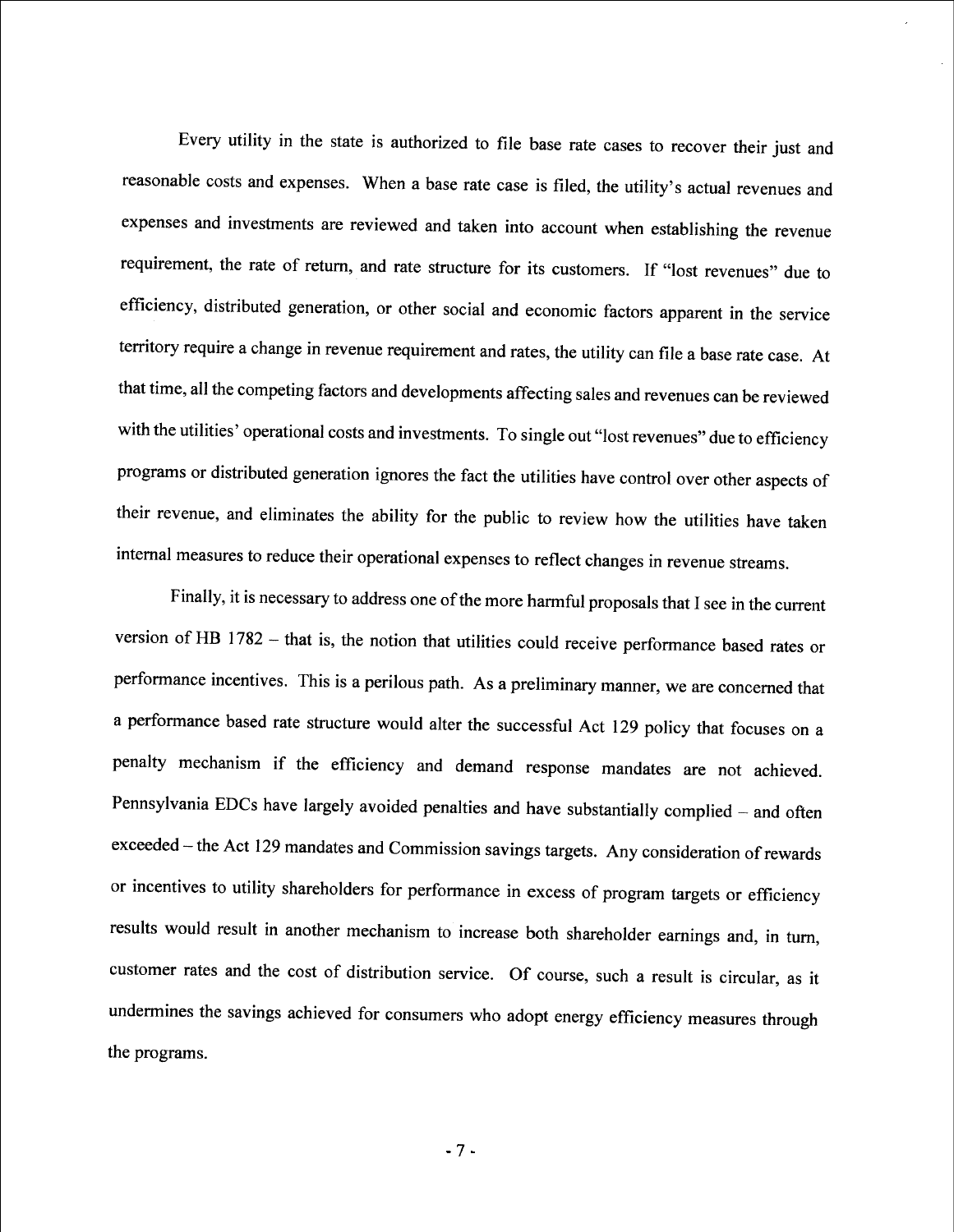Every utility in the state is authorized to file base rate cases to recover their just and reasonable costs and expenses. When a base rate case is filed, the utility's actual revenues and expenses and investments are reviewed and taken into account when establishing the revenue requirement, the rate of return, and rate structure for its customers. If "lost revenues" due to efficiency, distributed generation, or other social and economic factors apparent in the service territory require a change in revenue requirement and rates, the utility can file a base rate case. At that time, all the competing factors and developments affecting sales and revenues can be reviewed with the utilities' operational costs and investments. To single out "lost revenues" due to efficiency programs or distributed generation ignores the fact the utilities have control over other aspects of their revenue, and eliminates the ability for the public to review how the utilities have taken internal measures to reduce their operational expenses to reflect changes in revenue streams.

Finally, it is necessary to address one of the more harmful proposals that I see in the current version of HB 1782 – that is, the notion that utilities could receive performance based rates or performance incentives. This is a perilous path. As a preliminary manner, we are concerned that a performance based rate structure would alter the successful Act 129 policy that focuses on a penalty mechanism if the efficiency and demand response mandates are not achieved. Pennsylvania EDCs have largely avoided penalties and have substantially complied – and often exceeded – the Act 129 mandates and Commission savings targets. Any consideration of rewards or incentives to utility shareholders for performance in excess of program targets or efficiency results would result in another mechanism to increase both shareholder earnings and, in turn, customer rates and the cost of distribution service. Of course, such a result is circular, as it undermines the savings achieved for consumers who adopt energy efficiency measures through the programs.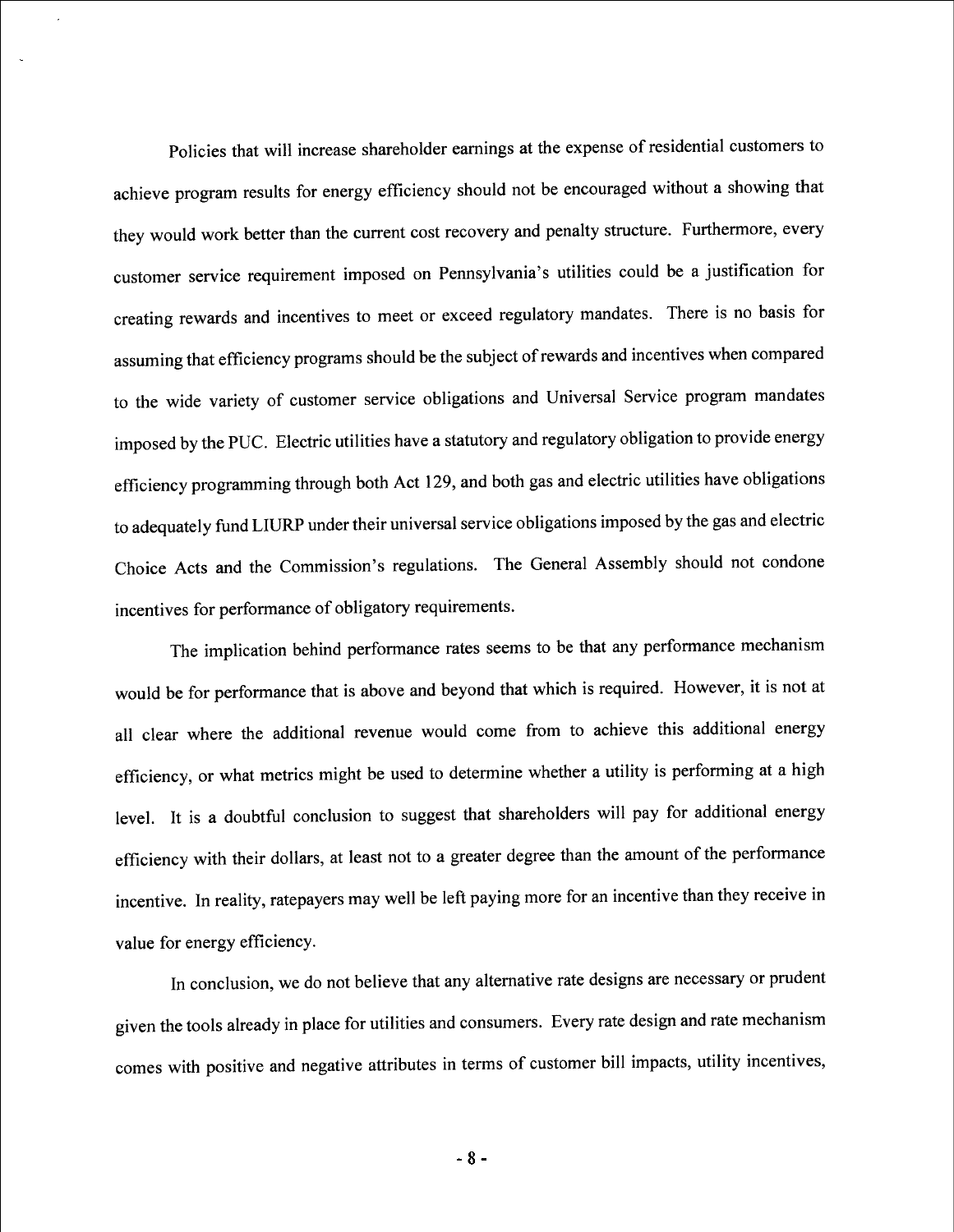Policies that will increase shareholder earnings at the expense of residential customers to achieve program results for energy efficiency should not be encouraged without a showing that they would work better than the current cost recovery and penalty structure. Furthermore, every customer service requirement imposed on Pennsylvania's utilities could be a justification for creating rewards and incentives to meet or exceed regulatory mandates. There is no basis for assuming that efficiency programs should be the subject of rewards and incentives when compared to the wide variety of customer service obligations and Universal Service program mandates imposed by the PUC. Electric utilities have a statutory and regulatory obligation to provide energy efficiency programming through both Act 129, and both gas and electric utilities have obligations to adequately fund LIURP under their universal service obligations imposed by the gas and electric Choice Acts and the Commission's regulations. The General Assembly should not condone incentives for performance of obligatory requirements.

The implication behind performance rates seems to be that any performance mechanism would be for performance that is above and beyond that which is required. However, it is not at all clear where the additional revenue would come from to achieve this additional energy efficiency, or what metrics might be used to determine whether a utility is performing at a high level. It is a doubtful conclusion to suggest that shareholders will pay for additional energy efficiency with their dollars, at least not to a greater degree than the amount of the performance incentive. In reality, ratepayers may well be left paying more for an incentive than they receive in value for energy efficiency.

In conclusion, we do not believe that any alternative rate designs are necessary or prudent given the tools already in place for utilities and consumers. Every rate design and rate mechanism comes with positive and negative attributes in terms of customer bill impacts, utility incentives,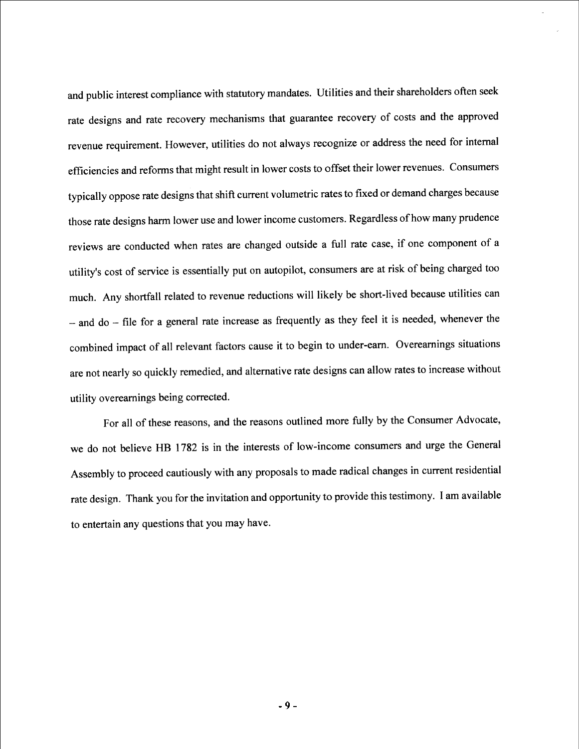and public interest compliance with statutory mandates. Utilities and their shareholders often seek rate designs and rate recovery mechanisms that guarantee recovery of costs and the approved revenue requirement. However, utilities do not always recognize or address the need for internal efficiencies and reforms that might result in lower costs to offset their lower revenues. Consumers typically oppose rate designs that shift current volumetric rates to fixed or demand charges because those rate designs harm lower use and lower income customers. Regardless of how many prudence reviews are conducted when rates are changed outside a full rate case, if one component of a utility's cost of service is essentially put on autopilot, consumers are at risk of being charged too much. Any shortfall related to revenue reductions will likely be short-lived because utilities can – and do – file for a general rate increase as frequently as they feel it is needed, whenever the combined impact of all relevant factors cause it to begin to under-earn. Overearnings situations are not nearly so quickly remedied, and alternative rate designs can allow rates to increase without utility overearnings being corrected.

For all of these reasons, and the reasons outlined more fully by the Consumer Advocate, we do not believe HB 1782 is in the interests of low-income consumers and urge the General Assembly to proceed cautiously with any proposals to made radical changes in current residential rate design. Thank you for the invitation and opportunity to provide this testimony. I am available to entertain any questions that you may have.